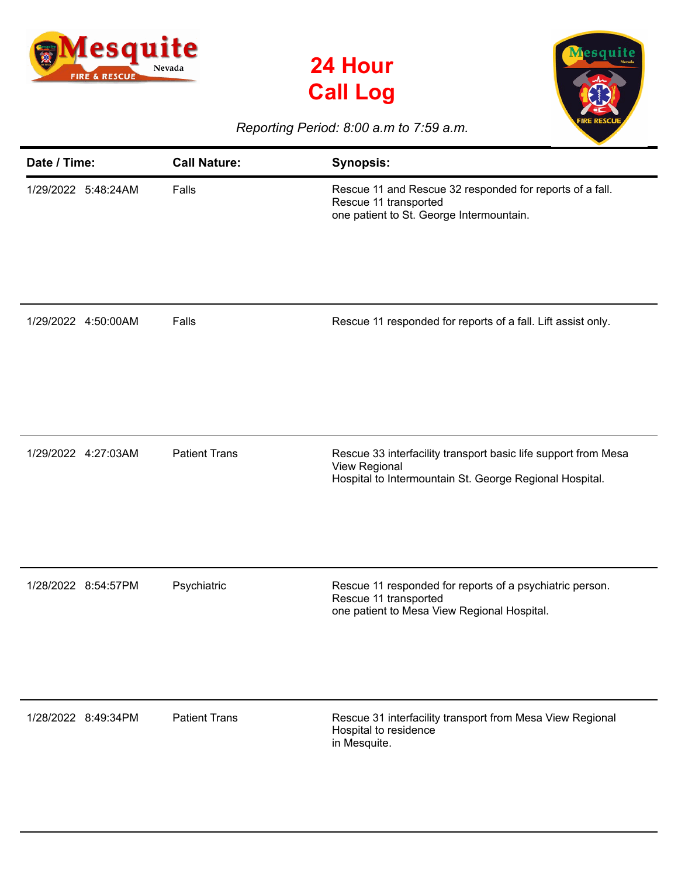# 24 Hour Call Log

*Reporting Period: 8:00 a.m to 7:59 a.m.*

| Date / Time: | Call Nature: | Synopsis: |
|---|---|---|
| 1/29/2022 5:48:24AM | Falls | Rescue 11 and Rescue 32 responded for reports of a fall. Rescue 11 transported one patient to St. George Intermountain. |
| 1/29/2022 4:50:00AM | Falls | Rescue 11 responded for reports of a fall. Lift assist only. |
| 1/29/2022 4:27:03AM | Patient Trans | Rescue 33 interfacility transport basic life support from Mesa View Regional Hospital to Intermountain St. George Regional Hospital. |
| 1/28/2022 8:54:57PM | Psychiatric | Rescue 11 responded for reports of a psychiatric person. Rescue 11 transported one patient to Mesa View Regional Hospital. |
| 1/28/2022 8:49:34PM | Patient Trans | Rescue 31 interfacility transport from Mesa View Regional Hospital to residence in Mesquite. |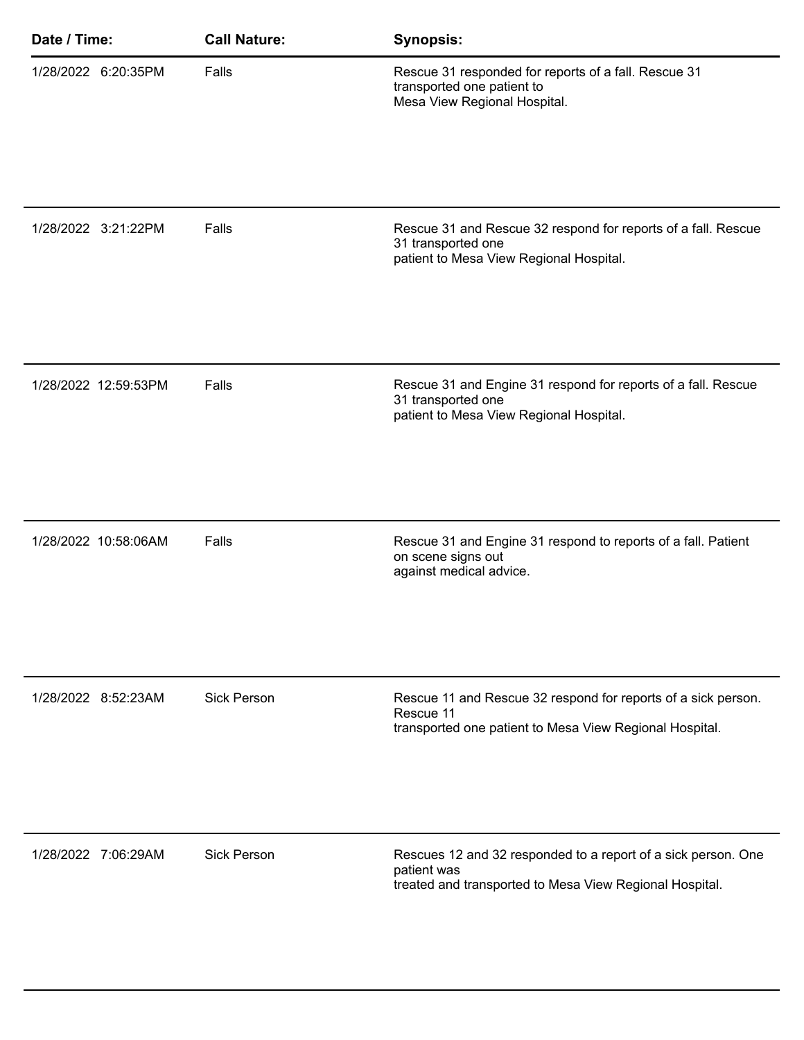| Date / Time: | Call Nature: | Synopsis: |
| --- | --- | --- |
| 1/28/2022 6:20:35PM | Falls | Rescue 31 responded for reports of a fall. Rescue 31 transported one patient to Mesa View Regional Hospital. |
| 1/28/2022 3:21:22PM | Falls | Rescue 31 and Rescue 32 respond for reports of a fall. Rescue 31 transported one patient to Mesa View Regional Hospital. |
| 1/28/2022 12:59:53PM | Falls | Rescue 31 and Engine 31 respond for reports of a fall. Rescue 31 transported one patient to Mesa View Regional Hospital. |
| 1/28/2022 10:58:06AM | Falls | Rescue 31 and Engine 31 respond to reports of a fall. Patient on scene signs out against medical advice. |
| 1/28/2022 8:52:23AM | Sick Person | Rescue 11 and Rescue 32 respond for reports of a sick person. Rescue 11 transported one patient to Mesa View Regional Hospital. |
| 1/28/2022 7:06:29AM | Sick Person | Rescues 12 and 32 responded to a report of a sick person. One patient was treated and transported to Mesa View Regional Hospital. |